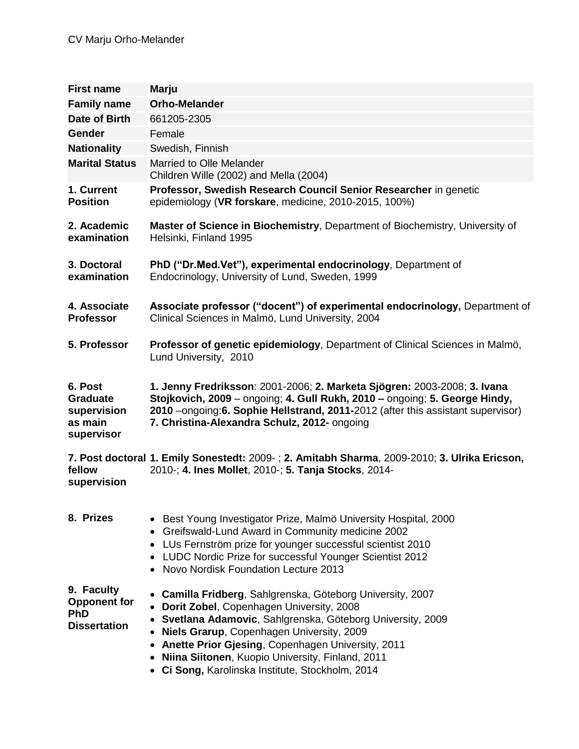CV Marju Orho-Melander

| | |
|---|---|
| **First name** | **Marju** |
| **Family name** | **Orho-Melander** |
| **Date of Birth** | 661205-2305 |
| **Gender** | Female |
| **Nationality** | Swedish, Finnish |
| **Marital Status** | Married to Olle Melander<br>Children Wille (2002) and Mella (2004) |
| **1. Current Position** | **Professor, Swedish Research Council Senior Researcher** in genetic epidemiology (**VR forskare**, medicine, 2010-2015, 100%) |
| **2. Academic examination** | **Master of Science in Biochemistry**, Department of Biochemistry, University of Helsinki, Finland 1995 |
| **3. Doctoral examination** | **PhD ("Dr.Med.Vet"), experimental endocrinology**, Department of Endocrinology, University of Lund, Sweden, 1999 |
| **4. Associate Professor** | **Associate professor ("docent") of experimental endocrinology,** Department of Clinical Sciences in Malmö, Lund University, 2004 |
| **5. Professor** | **Professor of genetic epidemiology**, Department of Clinical Sciences in Malmö, Lund University, 2010 |
| **6. Post Graduate supervision as main supervisor** | **1. Jenny Fredriksson**: 2001-2006; **2. Marketa Sjögren:** 2003-2008; **3. Ivana Stojkovich, 2009** – ongoing; **4. Gull Rukh, 2010 –** ongoing; **5. George Hindy, 2010** –ongoing:**6. Sophie Hellstrand, 2011-**2012 (after this assistant supervisor) **7. Christina-Alexandra Schulz, 2012-** ongoing |
| **7. Post doctoral fellow supervision** | **1. Emily Sonestedt:** 2009- ; **2. Amitabh Sharma**, 2009-2010; **3. Ulrika Ericson,** 2010-; **4. Ines Mollet**, 2010-; **5. Tanja Stocks**, 2014- |
| **8. Prizes** | • Best Young Investigator Prize, Malmö University Hospital, 2000<br>• Greifswald-Lund Award in Community medicine 2002<br>• LUs Fernström prize for younger successful scientist 2010<br>• LUDC Nordic Prize for successful Younger Scientist 2012<br>• Novo Nordisk Foundation Lecture 2013 |
| **9. Faculty Opponent for PhD Dissertation** | • **Camilla Fridberg**, Sahlgrenska, Göteborg University, 2007<br>• **Dorit Zobel**, Copenhagen University, 2008<br>• **Svetlana Adamovic**, Sahlgrenska, Göteborg University, 2009<br>• **Niels Grarup**, Copenhagen University, 2009<br>• **Anette Prior Gjesing**, Copenhagen University, 2011<br>• **Niina Siitonen**, Kuopio University, Finland, 2011<br>• **Ci Song,** Karolinska Institute, Stockholm, 2014 |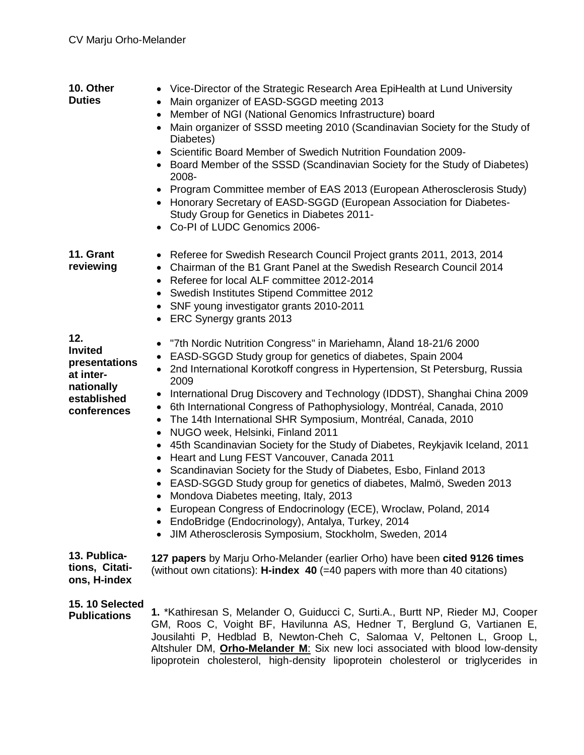**10. Other Duties**

- Vice-Director of the Strategic Research Area EpiHealth at Lund University
- Main organizer of EASD-SGGD meeting 2013
- Member of NGI (National Genomics Infrastructure) board
- Main organizer of SSSD meeting 2010 (Scandinavian Society for the Study of Diabetes)
- Scientific Board Member of Swedich Nutrition Foundation 2009-
- Board Member of the SSSD (Scandinavian Society for the Study of Diabetes) 2008-
- Program Committee member of EAS 2013 (European Atherosclerosis Study)
- Honorary Secretary of EASD-SGGD (European Association for Diabetes-Study Group for Genetics in Diabetes 2011-
- Co-PI of LUDC Genomics 2006-

**11. Grant reviewing**

- Referee for Swedish Research Council Project grants 2011, 2013, 2014
- Chairman of the B1 Grant Panel at the Swedish Research Council 2014
- Referee for local ALF committee 2012-2014
- Swedish Institutes Stipend Committee 2012
- SNF young investigator grants 2010-2011
- ERC Synergy grants 2013

**12. Invited presentations at inter-nationally established conferences**

- "7th Nordic Nutrition Congress" in Mariehamn, Åland 18-21/6 2000
- EASD-SGGD Study group for genetics of diabetes, Spain 2004
- 2nd International Korotkoff congress in Hypertension, St Petersburg, Russia 2009
- International Drug Discovery and Technology (IDDST), Shanghai China 2009
- 6th International Congress of Pathophysiology, Montréal, Canada, 2010
- The 14th International SHR Symposium, Montréal, Canada, 2010
- NUGO week, Helsinki, Finland 2011
- 45th Scandinavian Society for the Study of Diabetes, Reykjavik Iceland, 2011
- Heart and Lung FEST Vancouver, Canada 2011
- Scandinavian Society for the Study of Diabetes, Esbo, Finland 2013
- EASD-SGGD Study group for genetics of diabetes, Malmö, Sweden 2013
- Mondova Diabetes meeting, Italy, 2013
- European Congress of Endocrinology (ECE), Wroclaw, Poland, 2014
- EndoBridge (Endocrinology), Antalya, Turkey, 2014
- JIM Atherosclerosis Symposium, Stockholm, Sweden, 2014

**13. Publica-tions, Citati-ons, H-index**

**127 papers** by Marju Orho-Melander (earlier Orho) have been **cited 9126 times** (without own citations): **H-index 40** (=40 papers with more than 40 citations)

**15. 10 Selected Publications**

**1.** *Kathiresan S, Melander O, Guiducci C, Surti.A., Burtt NP, Rieder MJ, Cooper GM, Roos C, Voight BF, Havilunna AS, Hedner T, Berglund G, Vartianen E, Jousilahti P, Hedblad B, Newton-Cheh C, Salomaa V, Peltonen L, Groop L, Altshuler DM, **Orho-Melander M**: Six new loci associated with blood low-density lipoprotein cholesterol, high-density lipoprotein cholesterol or triglycerides in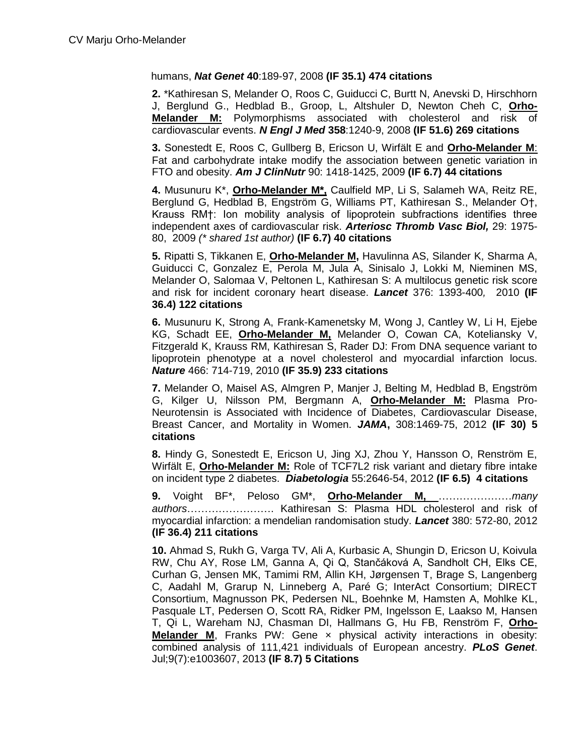humans, ***Nat Genet*** **40**:189-97, 2008 **(IF 35.1) 474 citations**

**2.** *Kathiresan S, Melander O, Roos C, Guiducci C, Burtt N, Anevski D, Hirschhorn J, Berglund G., Hedblad B., Groop, L, Altshuler D, Newton Cheh C, **Orho-Melander M:** Polymorphisms associated with cholesterol and risk of cardiovascular events. ***N Engl J Med*** **358**:1240-9, 2008 **(IF 51.6) 269 citations**

**3.** Sonestedt E, Roos C, Gullberg B, Ericson U, Wirfält E and **Orho-Melander M**: Fat and carbohydrate intake modify the association between genetic variation in FTO and obesity. ***Am J ClinNutr*** 90: 1418-1425, 2009 **(IF 6.7) 44 citations**

**4.** Musunuru K*, **Orho-Melander M*,** Caulfield MP, Li S, Salameh WA, Reitz RE, Berglund G, Hedblad B, Engström G, Williams PT, Kathiresan S., Melander O†, Krauss RM†: Ion mobility analysis of lipoprotein subfractions identifies three independent axes of cardiovascular risk. ***Arterioscl Thromb Vasc Biol,*** 29: 1975-80, 2009 *(* shared 1st author)* **(IF 6.7) 40 citations**

**5.** Ripatti S, Tikkanen E, **Orho-Melander M,** Havulinna AS, Silander K, Sharma A, Guiducci C, Gonzalez E, Perola M, Jula A, Sinisalo J, Lokki M, Nieminen MS, Melander O, Salomaa V, Peltonen L, Kathiresan S: A multilocus genetic risk score and risk for incident coronary heart disease. ***Lancet*** 376: 1393-400*,* 2010 **(IF 36.4) 122 citations**

**6.** Musunuru K, Strong A, Frank-Kamenetsky M, Wong J, Cantley W, Li H, Ejebe KG, Schadt EE, **Orho-Melander M,** Melander O, Cowan CA, Koteliansky V, Fitzgerald K, Krauss RM, Kathiresan S, Rader DJ: From DNA sequence variant to lipoprotein phenotype at a novel cholesterol and myocardial infarction locus. ***Nature*** 466: 714-719, 2010 **(IF 35.9) 233 citations**

**7.** Melander O, Maisel AS, Almgren P, Manjer J, Belting M, Hedblad B, Engström G, Kilger U, Nilsson PM, Bergmann A, **Orho-Melander M:** Plasma Pro-Neurotensin is Associated with Incidence of Diabetes, Cardiovascular Disease, Breast Cancer, and Mortality in Women. ***JAMA*,** 308:1469-75, 2012 **(IF 30) 5 citations**

**8.** Hindy G, Sonestedt E, Ericson U, Jing XJ, Zhou Y, Hansson O, Renström E, Wirfält E, **Orho-Melander M:** Role of TCF7L2 risk variant and dietary fibre intake on incident type 2 diabetes. ***Diabetologia*** 55:2646-54, 2012 **(IF 6.5) 4 citations**

**9.** Voight BF*, Peloso GM*, **Orho-Melander M,** …………………*many authors*……………………. Kathiresan S: Plasma HDL cholesterol and risk of myocardial infarction: a mendelian randomisation study. ***Lancet*** 380: 572-80, 2012 **(IF 36.4) 211 citations**

**10.** Ahmad S, Rukh G, Varga TV, Ali A, Kurbasic A, Shungin D, Ericson U, Koivula RW, Chu AY, Rose LM, Ganna A, Qi Q, Stančáková A, Sandholt CH, Elks CE, Curhan G, Jensen MK, Tamimi RM, Allin KH, Jørgensen T, Brage S, Langenberg C, Aadahl M, Grarup N, Linneberg A, Paré G; InterAct Consortium; DIRECT Consortium, Magnusson PK, Pedersen NL, Boehnke M, Hamsten A, Mohlke KL, Pasquale LT, Pedersen O, Scott RA, Ridker PM, Ingelsson E, Laakso M, Hansen T, Qi L, Wareham NJ, Chasman DI, Hallmans G, Hu FB, Renström F, **Orho-Melander M**, Franks PW: Gene × physical activity interactions in obesity: combined analysis of 111,421 individuals of European ancestry. ***PLoS Genet***. Jul;9(7):e1003607, 2013 **(IF 8.7) 5 Citations**